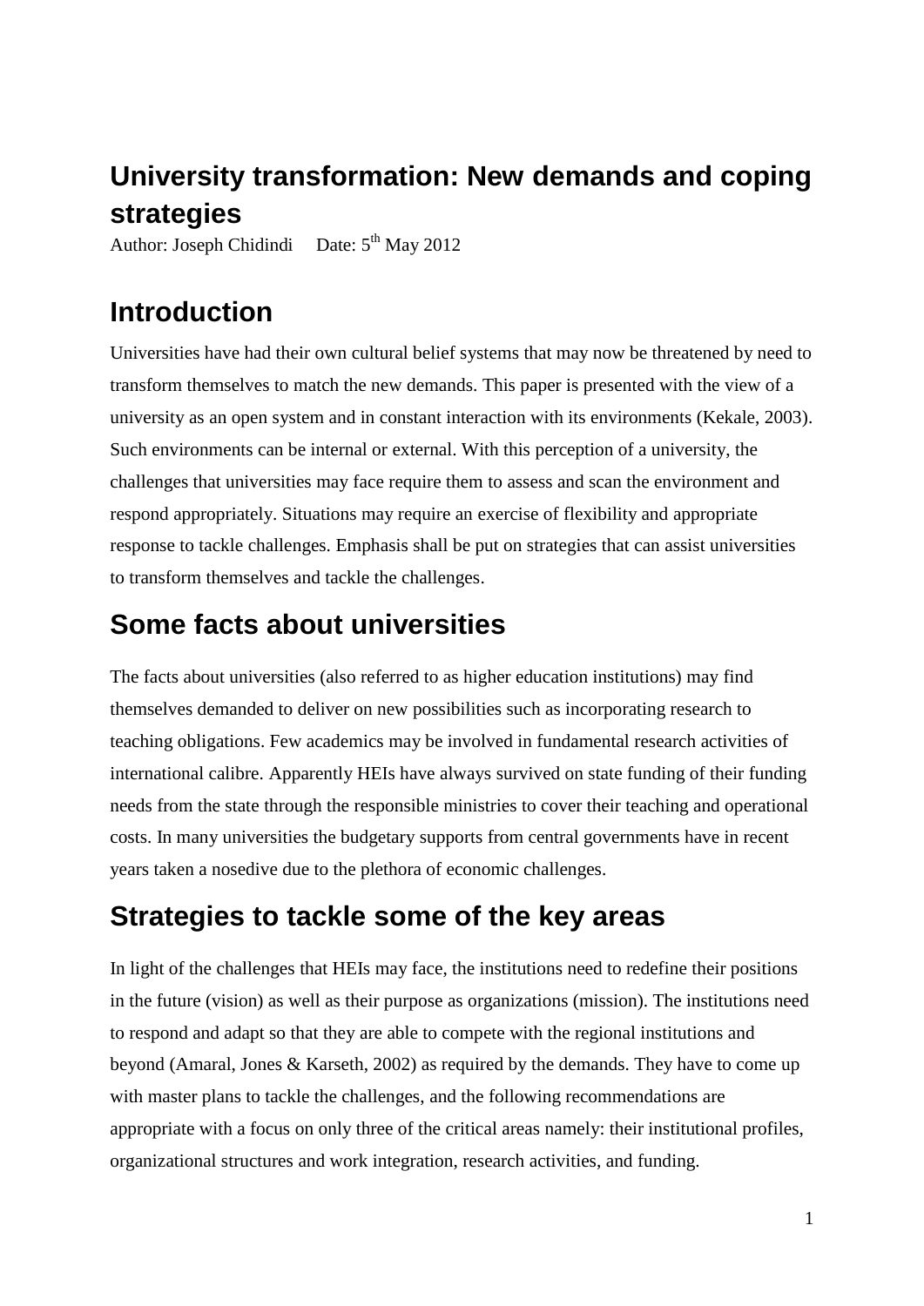# University transformation: New demands and coping strategies

Author: Joseph Chidindi Date: 5th May 2012

## Introduction

Universities have had their own cultural belief systems that may now be threatened by need to transform themselves to match the new demands. This paper is presented with the view of a university as an open system and in constant interaction with its environments (Kekale, 2003). Such environments can be internal or external. With this perception of a university, the challenges that universities may face require them to assess and scan the environment and respond appropriately. Situations may require an exercise of flexibility and appropriate response to tackle challenges. Emphasis shall be put on strategies that can assist universities to transform themselves and tackle the challenges.

## Some facts about universities

The facts about universities (also referred to as higher education institutions) may find themselves demanded to deliver on new possibilities such as incorporating research to teaching obligations. Few academics may be involved in fundamental research activities of international calibre. Apparently HEIs have always survived on state funding of their funding needs from the state through the responsible ministries to cover their teaching and operational costs. In many universities the budgetary supports from central governments have in recent years taken a nosedive due to the plethora of economic challenges.

## Strategies to tackle some of the key areas

In light of the challenges that HEIs may face, the institutions need to redefine their positions in the future (vision) as well as their purpose as organizations (mission). The institutions need to respond and adapt so that they are able to compete with the regional institutions and beyond (Amaral, Jones & Karseth, 2002) as required by the demands. They have to come up with master plans to tackle the challenges, and the following recommendations are appropriate with a focus on only three of the critical areas namely: their institutional profiles, organizational structures and work integration, research activities, and funding.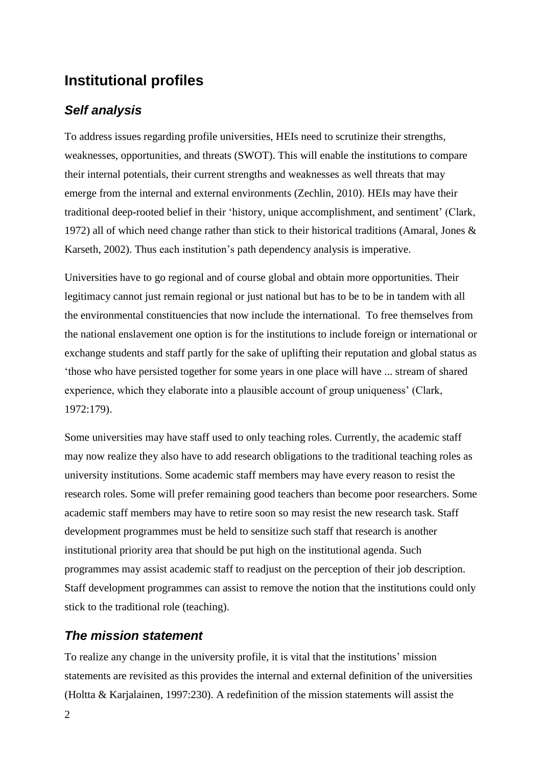## Institutional profiles

### *Self analysis*

To address issues regarding profile universities, HEIs need to scrutinize their strengths, weaknesses, opportunities, and threats (SWOT). This will enable the institutions to compare their internal potentials, their current strengths and weaknesses as well threats that may emerge from the internal and external environments (Zechlin, 2010). HEIs may have their traditional deep-rooted belief in their 'history, unique accomplishment, and sentiment' (Clark, 1972) all of which need change rather than stick to their historical traditions (Amaral, Jones & Karseth, 2002). Thus each institution's path dependency analysis is imperative.

Universities have to go regional and of course global and obtain more opportunities. Their legitimacy cannot just remain regional or just national but has to be to be in tandem with all the environmental constituencies that now include the international. To free themselves from the national enslavement one option is for the institutions to include foreign or international or exchange students and staff partly for the sake of uplifting their reputation and global status as 'those who have persisted together for some years in one place will have ... stream of shared experience, which they elaborate into a plausible account of group uniqueness' (Clark, 1972:179).

Some universities may have staff used to only teaching roles. Currently, the academic staff may now realize they also have to add research obligations to the traditional teaching roles as university institutions. Some academic staff members may have every reason to resist the research roles. Some will prefer remaining good teachers than become poor researchers. Some academic staff members may have to retire soon so may resist the new research task. Staff development programmes must be held to sensitize such staff that research is another institutional priority area that should be put high on the institutional agenda. Such programmes may assist academic staff to readjust on the perception of their job description. Staff development programmes can assist to remove the notion that the institutions could only stick to the traditional role (teaching).

### *The mission statement*

To realize any change in the university profile, it is vital that the institutions' mission statements are revisited as this provides the internal and external definition of the universities (Holtta & Karjalainen, 1997:230). A redefinition of the mission statements will assist the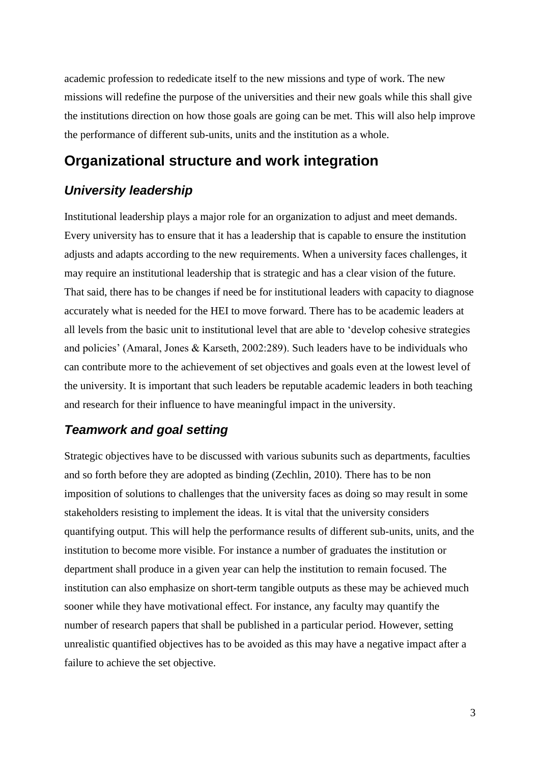academic profession to rededicate itself to the new missions and type of work. The new missions will redefine the purpose of the universities and their new goals while this shall give the institutions direction on how those goals are going can be met. This will also help improve the performance of different sub-units, units and the institution as a whole.

## Organizational structure and work integration

### *University leadership*

Institutional leadership plays a major role for an organization to adjust and meet demands. Every university has to ensure that it has a leadership that is capable to ensure the institution adjusts and adapts according to the new requirements. When a university faces challenges, it may require an institutional leadership that is strategic and has a clear vision of the future. That said, there has to be changes if need be for institutional leaders with capacity to diagnose accurately what is needed for the HEI to move forward. There has to be academic leaders at all levels from the basic unit to institutional level that are able to 'develop cohesive strategies and policies' (Amaral, Jones & Karseth, 2002:289). Such leaders have to be individuals who can contribute more to the achievement of set objectives and goals even at the lowest level of the university. It is important that such leaders be reputable academic leaders in both teaching and research for their influence to have meaningful impact in the university.

### *Teamwork and goal setting*

Strategic objectives have to be discussed with various subunits such as departments, faculties and so forth before they are adopted as binding (Zechlin, 2010). There has to be non imposition of solutions to challenges that the university faces as doing so may result in some stakeholders resisting to implement the ideas. It is vital that the university considers quantifying output. This will help the performance results of different sub-units, units, and the institution to become more visible. For instance a number of graduates the institution or department shall produce in a given year can help the institution to remain focused. The institution can also emphasize on short-term tangible outputs as these may be achieved much sooner while they have motivational effect. For instance, any faculty may quantify the number of research papers that shall be published in a particular period. However, setting unrealistic quantified objectives has to be avoided as this may have a negative impact after a failure to achieve the set objective.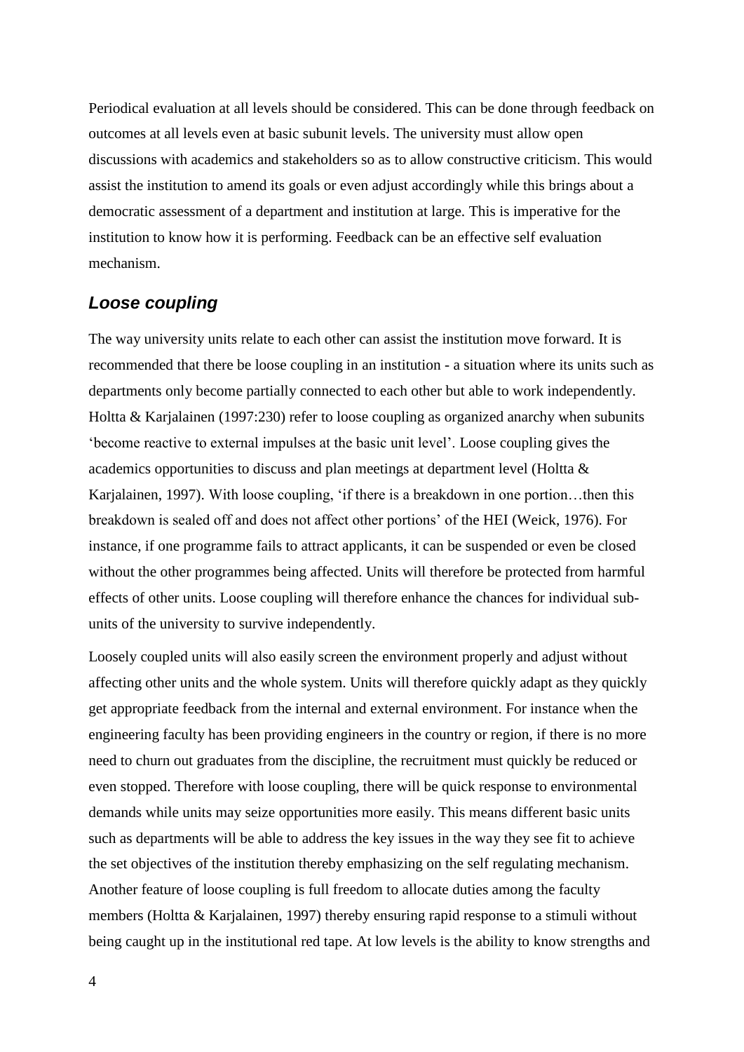Periodical evaluation at all levels should be considered. This can be done through feedback on outcomes at all levels even at basic subunit levels. The university must allow open discussions with academics and stakeholders so as to allow constructive criticism. This would assist the institution to amend its goals or even adjust accordingly while this brings about a democratic assessment of a department and institution at large. This is imperative for the institution to know how it is performing. Feedback can be an effective self evaluation mechanism.

## *Loose coupling*

The way university units relate to each other can assist the institution move forward. It is recommended that there be loose coupling in an institution - a situation where its units such as departments only become partially connected to each other but able to work independently. Holtta & Karjalainen (1997:230) refer to loose coupling as organized anarchy when subunits 'become reactive to external impulses at the basic unit level'. Loose coupling gives the academics opportunities to discuss and plan meetings at department level (Holtta & Karjalainen, 1997). With loose coupling, 'if there is a breakdown in one portion…then this breakdown is sealed off and does not affect other portions' of the HEI (Weick, 1976). For instance, if one programme fails to attract applicants, it can be suspended or even be closed without the other programmes being affected. Units will therefore be protected from harmful effects of other units. Loose coupling will therefore enhance the chances for individual sub-units of the university to survive independently.

Loosely coupled units will also easily screen the environment properly and adjust without affecting other units and the whole system. Units will therefore quickly adapt as they quickly get appropriate feedback from the internal and external environment. For instance when the engineering faculty has been providing engineers in the country or region, if there is no more need to churn out graduates from the discipline, the recruitment must quickly be reduced or even stopped. Therefore with loose coupling, there will be quick response to environmental demands while units may seize opportunities more easily. This means different basic units such as departments will be able to address the key issues in the way they see fit to achieve the set objectives of the institution thereby emphasizing on the self regulating mechanism. Another feature of loose coupling is full freedom to allocate duties among the faculty members (Holtta & Karjalainen, 1997) thereby ensuring rapid response to a stimuli without being caught up in the institutional red tape. At low levels is the ability to know strengths and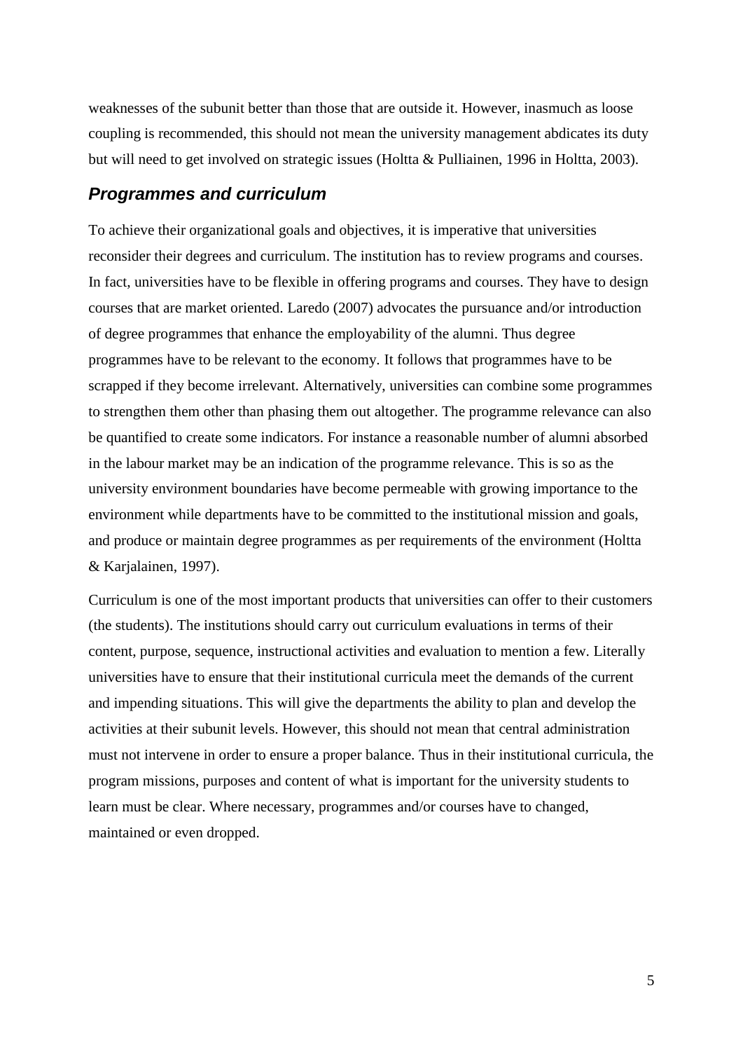weaknesses of the subunit better than those that are outside it. However, inasmuch as loose coupling is recommended, this should not mean the university management abdicates its duty but will need to get involved on strategic issues (Holtta & Pulliainen, 1996 in Holtta, 2003).

## *Programmes and curriculum*

To achieve their organizational goals and objectives, it is imperative that universities reconsider their degrees and curriculum. The institution has to review programs and courses. In fact, universities have to be flexible in offering programs and courses. They have to design courses that are market oriented. Laredo (2007) advocates the pursuance and/or introduction of degree programmes that enhance the employability of the alumni. Thus degree programmes have to be relevant to the economy. It follows that programmes have to be scrapped if they become irrelevant. Alternatively, universities can combine some programmes to strengthen them other than phasing them out altogether. The programme relevance can also be quantified to create some indicators. For instance a reasonable number of alumni absorbed in the labour market may be an indication of the programme relevance. This is so as the university environment boundaries have become permeable with growing importance to the environment while departments have to be committed to the institutional mission and goals, and produce or maintain degree programmes as per requirements of the environment (Holtta & Karjalainen, 1997).

Curriculum is one of the most important products that universities can offer to their customers (the students). The institutions should carry out curriculum evaluations in terms of their content, purpose, sequence, instructional activities and evaluation to mention a few. Literally universities have to ensure that their institutional curricula meet the demands of the current and impending situations. This will give the departments the ability to plan and develop the activities at their subunit levels. However, this should not mean that central administration must not intervene in order to ensure a proper balance. Thus in their institutional curricula, the program missions, purposes and content of what is important for the university students to learn must be clear. Where necessary, programmes and/or courses have to changed, maintained or even dropped.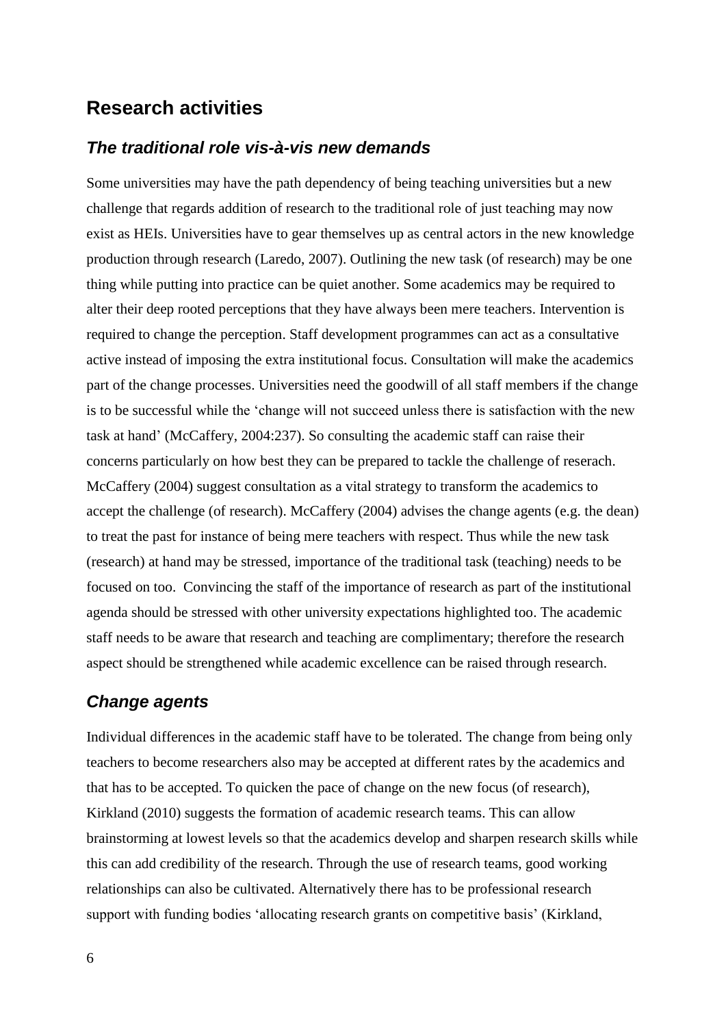## Research activities

### *The traditional role vis-à-vis new demands*

Some universities may have the path dependency of being teaching universities but a new challenge that regards addition of research to the traditional role of just teaching may now exist as HEIs. Universities have to gear themselves up as central actors in the new knowledge production through research (Laredo, 2007). Outlining the new task (of research) may be one thing while putting into practice can be quiet another. Some academics may be required to alter their deep rooted perceptions that they have always been mere teachers. Intervention is required to change the perception. Staff development programmes can act as a consultative active instead of imposing the extra institutional focus. Consultation will make the academics part of the change processes. Universities need the goodwill of all staff members if the change is to be successful while the 'change will not succeed unless there is satisfaction with the new task at hand' (McCaffery, 2004:237). So consulting the academic staff can raise their concerns particularly on how best they can be prepared to tackle the challenge of reserach. McCaffery (2004) suggest consultation as a vital strategy to transform the academics to accept the challenge (of research). McCaffery (2004) advises the change agents (e.g. the dean) to treat the past for instance of being mere teachers with respect. Thus while the new task (research) at hand may be stressed, importance of the traditional task (teaching) needs to be focused on too. Convincing the staff of the importance of research as part of the institutional agenda should be stressed with other university expectations highlighted too. The academic staff needs to be aware that research and teaching are complimentary; therefore the research aspect should be strengthened while academic excellence can be raised through research.

### *Change agents*

Individual differences in the academic staff have to be tolerated. The change from being only teachers to become researchers also may be accepted at different rates by the academics and that has to be accepted. To quicken the pace of change on the new focus (of research), Kirkland (2010) suggests the formation of academic research teams. This can allow brainstorming at lowest levels so that the academics develop and sharpen research skills while this can add credibility of the research. Through the use of research teams, good working relationships can also be cultivated. Alternatively there has to be professional research support with funding bodies 'allocating research grants on competitive basis' (Kirkland,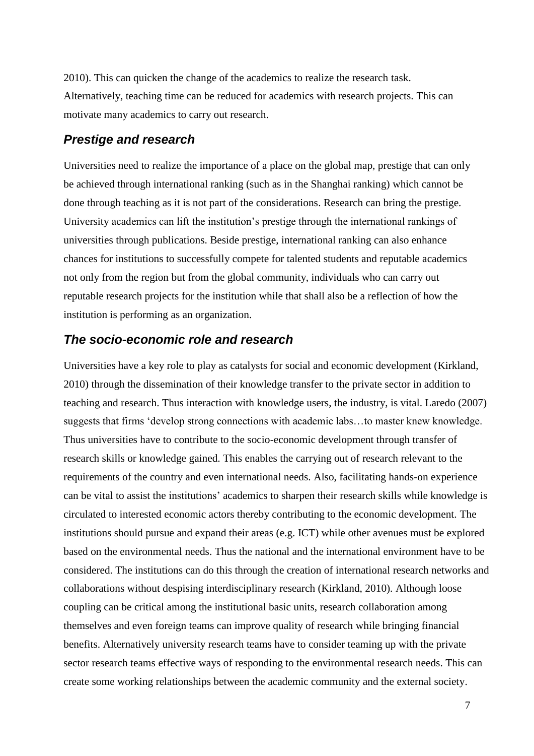2010). This can quicken the change of the academics to realize the research task. Alternatively, teaching time can be reduced for academics with research projects. This can motivate many academics to carry out research.

## *Prestige and research*

Universities need to realize the importance of a place on the global map, prestige that can only be achieved through international ranking (such as in the Shanghai ranking) which cannot be done through teaching as it is not part of the considerations. Research can bring the prestige. University academics can lift the institution's prestige through the international rankings of universities through publications. Beside prestige, international ranking can also enhance chances for institutions to successfully compete for talented students and reputable academics not only from the region but from the global community, individuals who can carry out reputable research projects for the institution while that shall also be a reflection of how the institution is performing as an organization.

## *The socio-economic role and research*

Universities have a key role to play as catalysts for social and economic development (Kirkland, 2010) through the dissemination of their knowledge transfer to the private sector in addition to teaching and research. Thus interaction with knowledge users, the industry, is vital. Laredo (2007) suggests that firms 'develop strong connections with academic labs…to master knew knowledge. Thus universities have to contribute to the socio-economic development through transfer of research skills or knowledge gained. This enables the carrying out of research relevant to the requirements of the country and even international needs. Also, facilitating hands-on experience can be vital to assist the institutions' academics to sharpen their research skills while knowledge is circulated to interested economic actors thereby contributing to the economic development. The institutions should pursue and expand their areas (e.g. ICT) while other avenues must be explored based on the environmental needs. Thus the national and the international environment have to be considered. The institutions can do this through the creation of international research networks and collaborations without despising interdisciplinary research (Kirkland, 2010). Although loose coupling can be critical among the institutional basic units, research collaboration among themselves and even foreign teams can improve quality of research while bringing financial benefits. Alternatively university research teams have to consider teaming up with the private sector research teams effective ways of responding to the environmental research needs. This can create some working relationships between the academic community and the external society.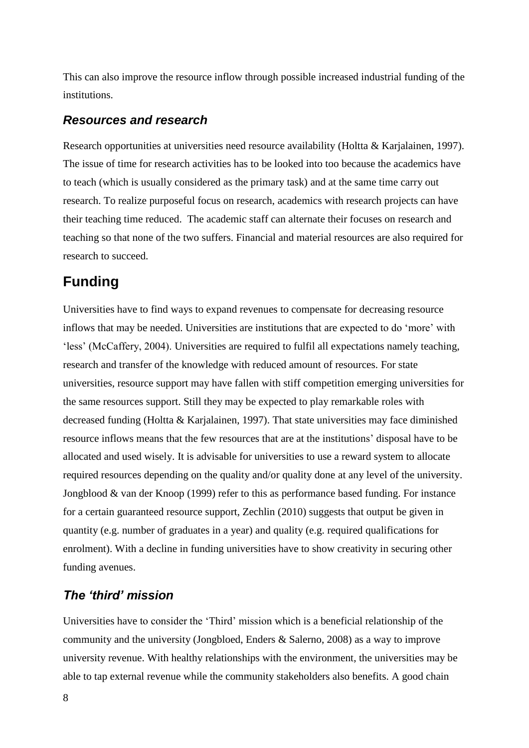This can also improve the resource inflow through possible increased industrial funding of the institutions.

### *Resources and research*

Research opportunities at universities need resource availability (Holtta & Karjalainen, 1997). The issue of time for research activities has to be looked into too because the academics have to teach (which is usually considered as the primary task) and at the same time carry out research. To realize purposeful focus on research, academics with research projects can have their teaching time reduced.  The academic staff can alternate their focuses on research and teaching so that none of the two suffers. Financial and material resources are also required for research to succeed.

## Funding

Universities have to find ways to expand revenues to compensate for decreasing resource inflows that may be needed. Universities are institutions that are expected to do 'more' with 'less' (McCaffery, 2004). Universities are required to fulfil all expectations namely teaching, research and transfer of the knowledge with reduced amount of resources. For state universities, resource support may have fallen with stiff competition emerging universities for the same resources support. Still they may be expected to play remarkable roles with decreased funding (Holtta & Karjalainen, 1997). That state universities may face diminished resource inflows means that the few resources that are at the institutions' disposal have to be allocated and used wisely. It is advisable for universities to use a reward system to allocate required resources depending on the quality and/or quality done at any level of the university. Jongblood & van der Knoop (1999) refer to this as performance based funding. For instance for a certain guaranteed resource support, Zechlin (2010) suggests that output be given in quantity (e.g. number of graduates in a year) and quality (e.g. required qualifications for enrolment). With a decline in funding universities have to show creativity in securing other funding avenues.

### *The 'third' mission*

Universities have to consider the 'Third' mission which is a beneficial relationship of the community and the university (Jongbloed, Enders & Salerno, 2008) as a way to improve university revenue. With healthy relationships with the environment, the universities may be able to tap external revenue while the community stakeholders also benefits. A good chain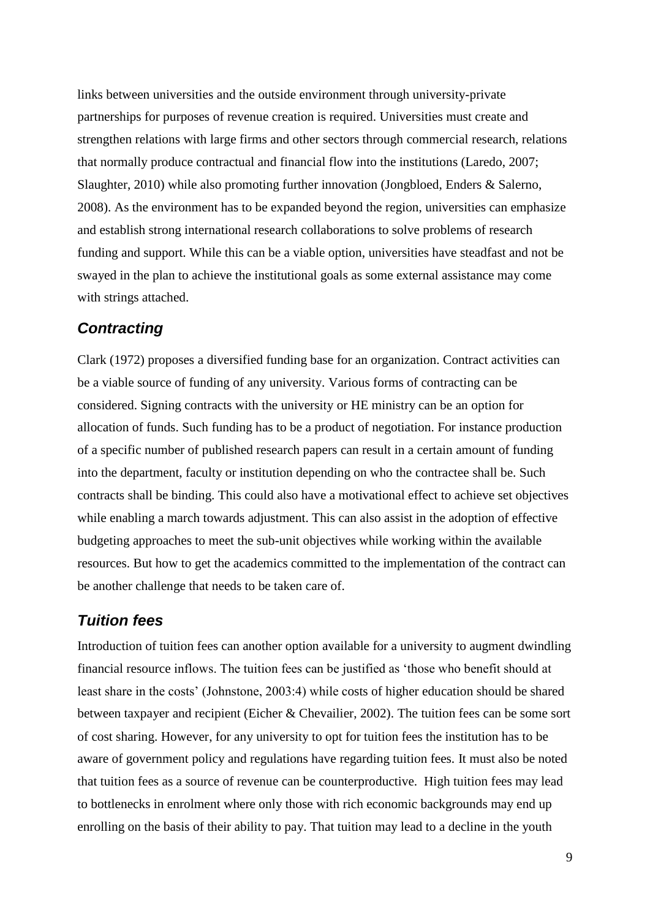links between universities and the outside environment through university-private partnerships for purposes of revenue creation is required. Universities must create and strengthen relations with large firms and other sectors through commercial research, relations that normally produce contractual and financial flow into the institutions (Laredo, 2007; Slaughter, 2010) while also promoting further innovation (Jongbloed, Enders & Salerno, 2008). As the environment has to be expanded beyond the region, universities can emphasize and establish strong international research collaborations to solve problems of research funding and support. While this can be a viable option, universities have steadfast and not be swayed in the plan to achieve the institutional goals as some external assistance may come with strings attached.

### *Contracting*

Clark (1972) proposes a diversified funding base for an organization. Contract activities can be a viable source of funding of any university. Various forms of contracting can be considered. Signing contracts with the university or HE ministry can be an option for allocation of funds. Such funding has to be a product of negotiation. For instance production of a specific number of published research papers can result in a certain amount of funding into the department, faculty or institution depending on who the contractee shall be. Such contracts shall be binding. This could also have a motivational effect to achieve set objectives while enabling a march towards adjustment. This can also assist in the adoption of effective budgeting approaches to meet the sub-unit objectives while working within the available resources. But how to get the academics committed to the implementation of the contract can be another challenge that needs to be taken care of.

### *Tuition fees*

Introduction of tuition fees can another option available for a university to augment dwindling financial resource inflows. The tuition fees can be justified as 'those who benefit should at least share in the costs' (Johnstone, 2003:4) while costs of higher education should be shared between taxpayer and recipient (Eicher & Chevailier, 2002). The tuition fees can be some sort of cost sharing. However, for any university to opt for tuition fees the institution has to be aware of government policy and regulations have regarding tuition fees. It must also be noted that tuition fees as a source of revenue can be counterproductive. High tuition fees may lead to bottlenecks in enrolment where only those with rich economic backgrounds may end up enrolling on the basis of their ability to pay. That tuition may lead to a decline in the youth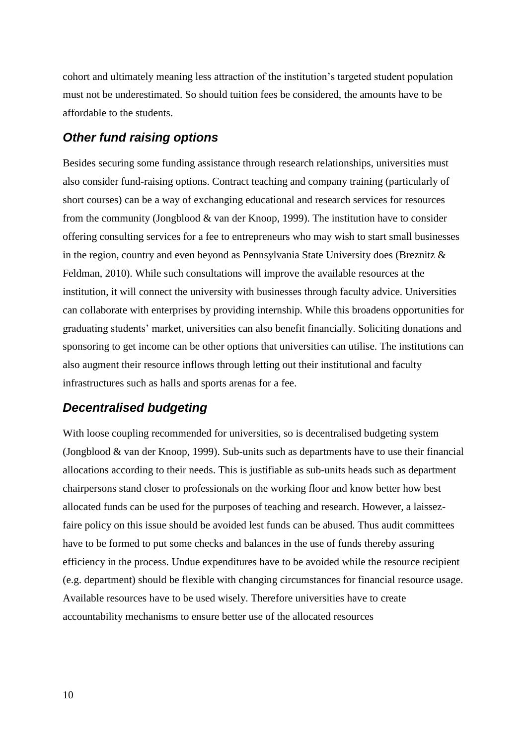cohort and ultimately meaning less attraction of the institution's targeted student population must not be underestimated. So should tuition fees be considered, the amounts have to be affordable to the students.

### *Other fund raising options*

Besides securing some funding assistance through research relationships, universities must also consider fund-raising options. Contract teaching and company training (particularly of short courses) can be a way of exchanging educational and research services for resources from the community (Jongblood & van der Knoop, 1999). The institution have to consider offering consulting services for a fee to entrepreneurs who may wish to start small businesses in the region, country and even beyond as Pennsylvania State University does (Breznitz & Feldman, 2010). While such consultations will improve the available resources at the institution, it will connect the university with businesses through faculty advice. Universities can collaborate with enterprises by providing internship. While this broadens opportunities for graduating students' market, universities can also benefit financially. Soliciting donations and sponsoring to get income can be other options that universities can utilise. The institutions can also augment their resource inflows through letting out their institutional and faculty infrastructures such as halls and sports arenas for a fee.

### *Decentralised budgeting*

With loose coupling recommended for universities, so is decentralised budgeting system (Jongblood & van der Knoop, 1999). Sub-units such as departments have to use their financial allocations according to their needs. This is justifiable as sub-units heads such as department chairpersons stand closer to professionals on the working floor and know better how best allocated funds can be used for the purposes of teaching and research. However, a laissez-faire policy on this issue should be avoided lest funds can be abused. Thus audit committees have to be formed to put some checks and balances in the use of funds thereby assuring efficiency in the process. Undue expenditures have to be avoided while the resource recipient (e.g. department) should be flexible with changing circumstances for financial resource usage. Available resources have to be used wisely. Therefore universities have to create accountability mechanisms to ensure better use of the allocated resources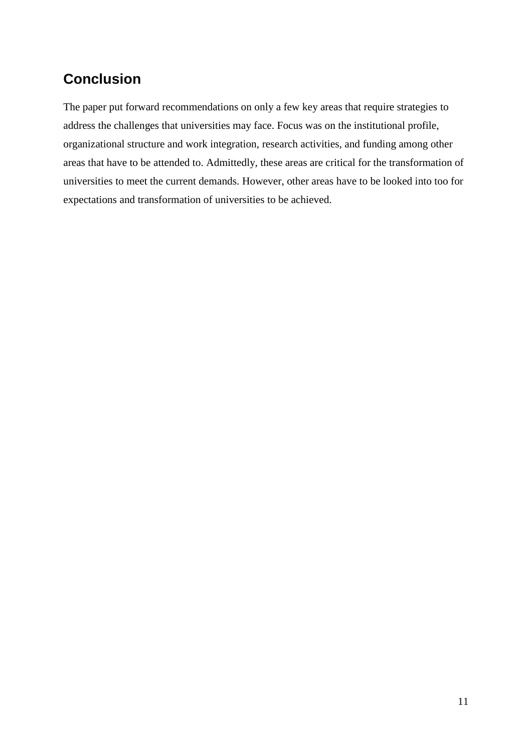## Conclusion

The paper put forward recommendations on only a few key areas that require strategies to address the challenges that universities may face. Focus was on the institutional profile, organizational structure and work integration, research activities, and funding among other areas that have to be attended to. Admittedly, these areas are critical for the transformation of universities to meet the current demands. However, other areas have to be looked into too for expectations and transformation of universities to be achieved.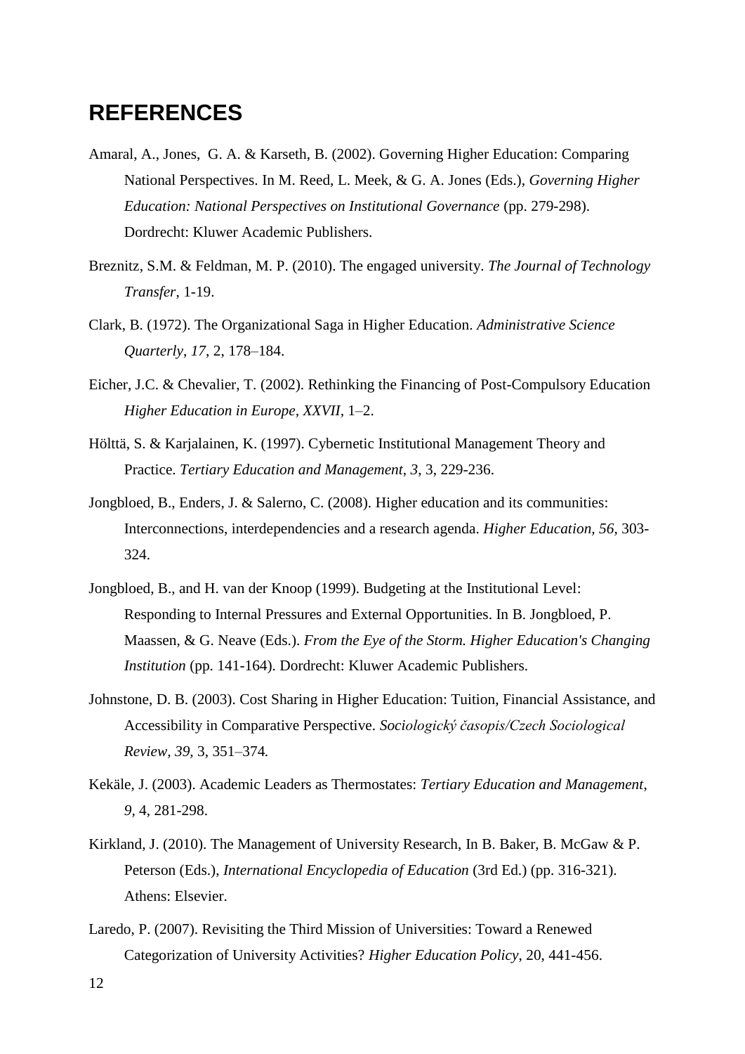## REFERENCES

Amaral, A., Jones, G. A. & Karseth, B. (2002). Governing Higher Education: Comparing National Perspectives. In M. Reed, L. Meek, & G. A. Jones (Eds.), *Governing Higher Education: National Perspectives on Institutional Governance* (pp. 279-298). Dordrecht: Kluwer Academic Publishers.

Breznitz, S.M. & Feldman, M. P. (2010). The engaged university. *The Journal of Technology Transfer*, 1-19.

Clark, B. (1972). The Organizational Saga in Higher Education. *Administrative Science Quarterly*, *17*, 2, 178–184.

Eicher, J.C. & Chevalier, T. (2002). Rethinking the Financing of Post-Compulsory Education *Higher Education in Europe, XXVII*, 1–2.

Hölttä, S. & Karjalainen, K. (1997). Cybernetic Institutional Management Theory and Practice. *Tertiary Education and Management*, *3*, 3, 229-236.

Jongbloed, B., Enders, J. & Salerno, C. (2008). Higher education and its communities: Interconnections, interdependencies and a research agenda. *Higher Education*, *56*, 303-324.

Jongbloed, B., and H. van der Knoop (1999). Budgeting at the Institutional Level: Responding to Internal Pressures and External Opportunities. In B. Jongbloed, P. Maassen, & G. Neave (Eds.). *From the Eye of the Storm. Higher Education's Changing Institution* (pp. 141-164). Dordrecht: Kluwer Academic Publishers.

Johnstone, D. B. (2003). Cost Sharing in Higher Education: Tuition, Financial Assistance, and Accessibility in Comparative Perspective. *Sociologický časopis/Czech Sociological Review*, *39*, 3, 351–374*.*

Kekäle, J. (2003). Academic Leaders as Thermostates: *Tertiary Education and Management*, *9*, 4, 281-298.

Kirkland, J. (2010). The Management of University Research, In B. Baker, B. McGaw & P. Peterson (Eds.), *International Encyclopedia of Education* (3rd Ed.) (pp. 316-321). Athens: Elsevier.

Laredo, P. (2007). Revisiting the Third Mission of Universities: Toward a Renewed Categorization of University Activities? *Higher Education Policy*, 20, 441-456.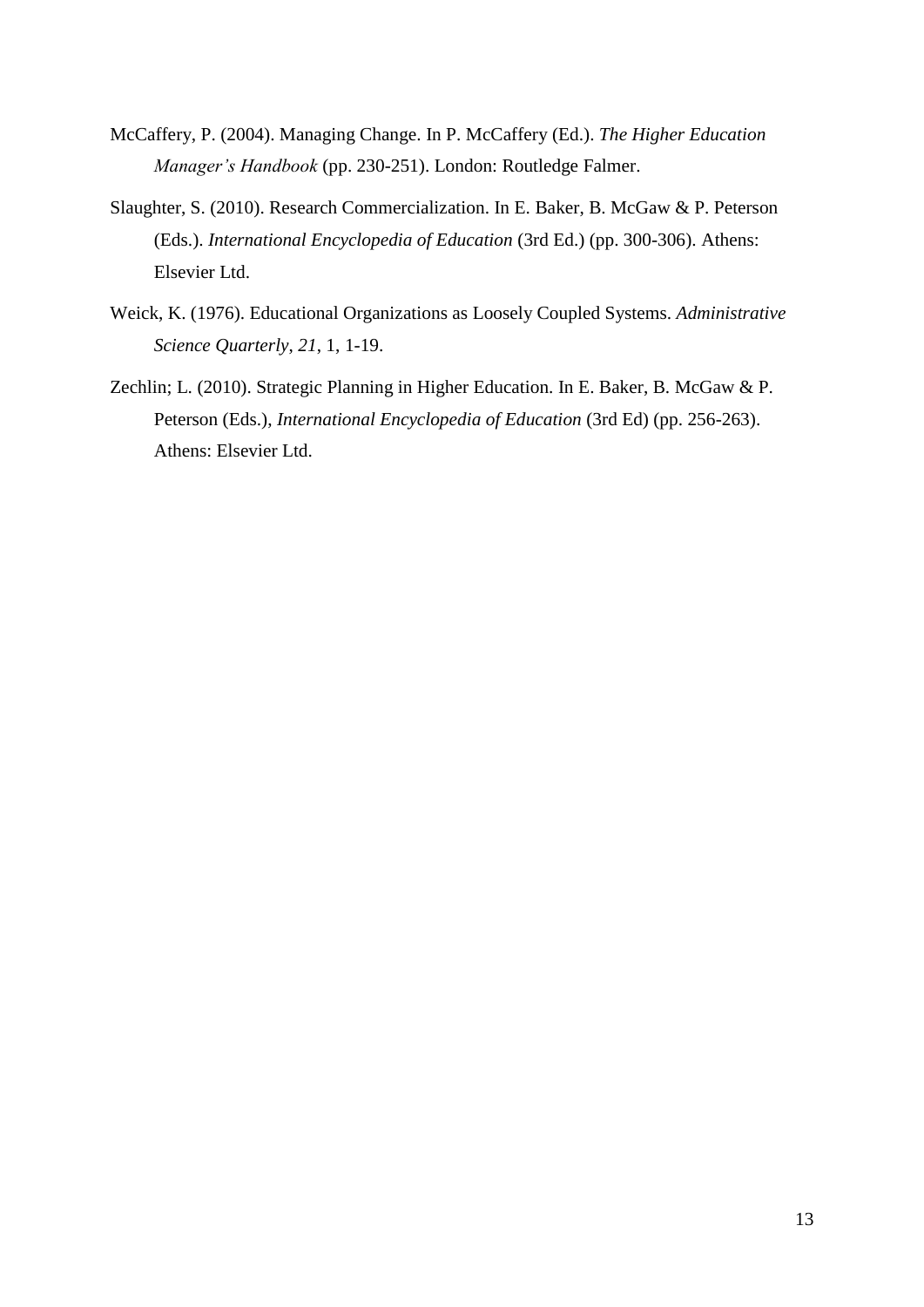McCaffery, P. (2004). Managing Change. In P. McCaffery (Ed.). *The Higher Education Manager's Handbook* (pp. 230-251). London: Routledge Falmer.

Slaughter, S. (2010). Research Commercialization. In E. Baker, B. McGaw & P. Peterson (Eds.). *International Encyclopedia of Education* (3rd Ed.) (pp. 300-306). Athens: Elsevier Ltd.

Weick, K. (1976). Educational Organizations as Loosely Coupled Systems. *Administrative Science Quarterly*, *21*, 1, 1-19.

Zechlin; L. (2010). Strategic Planning in Higher Education. In E. Baker, B. McGaw & P. Peterson (Eds.), *International Encyclopedia of Education* (3rd Ed) (pp. 256-263). Athens: Elsevier Ltd.